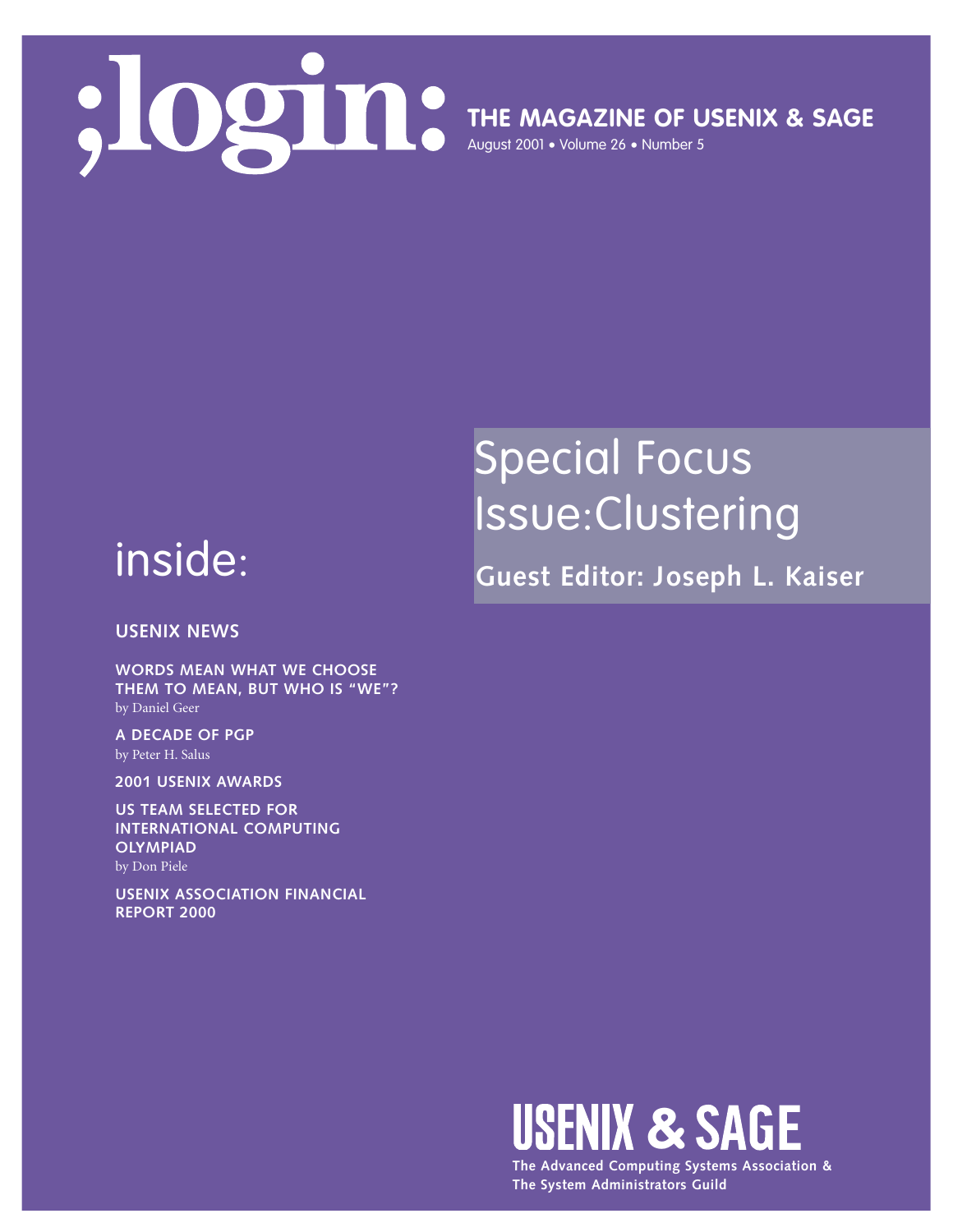# ;login:

## THE MAGAZINE OF USENIX & SAGE

August 2001 • Volume 26 • Number 5

# Special Focus Issue: Clustering

**Guest Editor: Joseph L. Kaiser**

## inside:

**USENIX NEWS**

**WORDS MEAN WHAT WE CHOOSE THEM TO MEAN, BUT WHO IS "WE"?**
by Daniel Geer

**A DECADE OF PGP**
by Peter H. Salus

**2001 USENIX AWARDS**

**US TEAM SELECTED FOR INTERNATIONAL COMPUTING OLYMPIAD**
by Don Piele

**USENIX ASSOCIATION FINANCIAL REPORT 2000**

**USENIX & SAGE**

**The Advanced Computing Systems Association & The System Administrators Guild**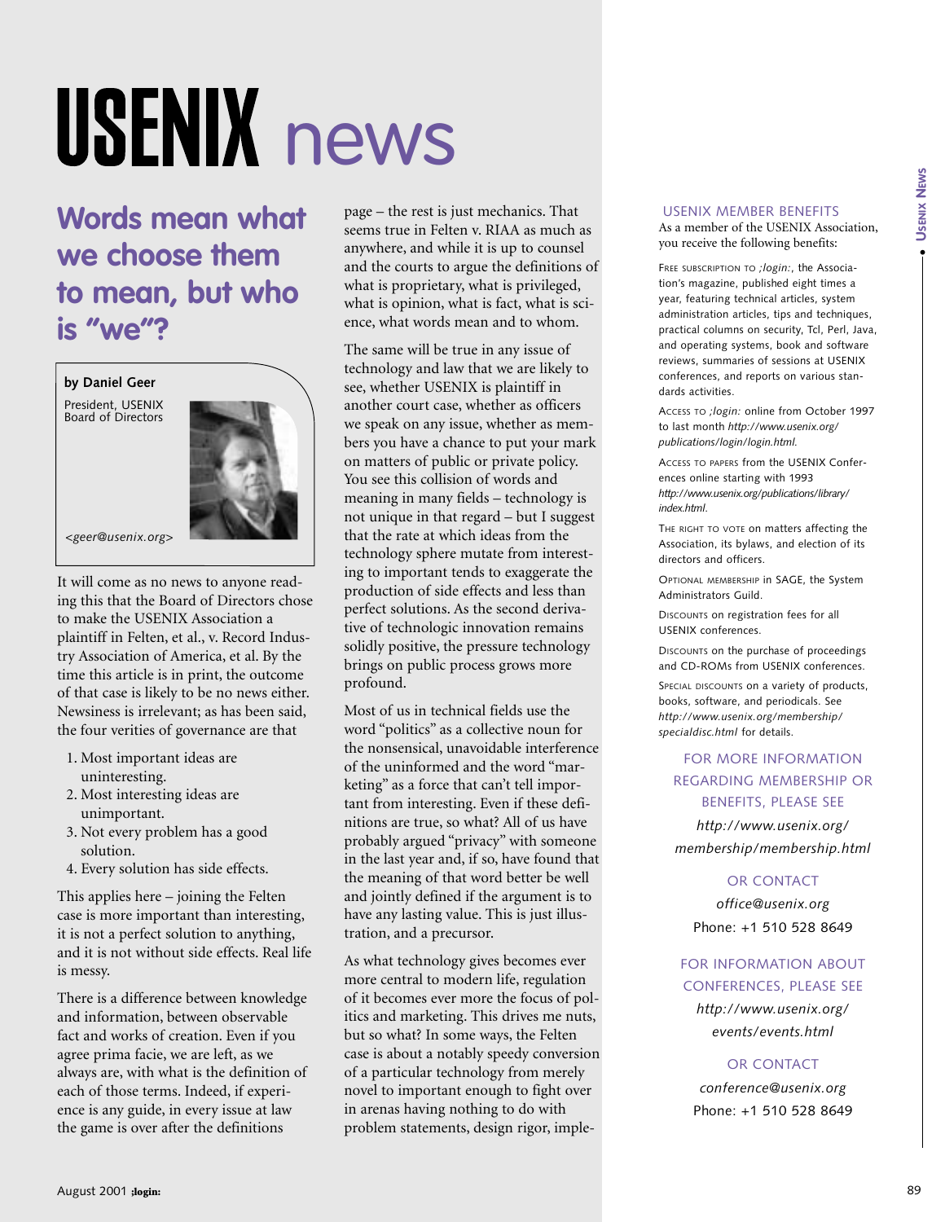# USENIX news

## Words mean what we choose them to mean, but who is "we"?

**by Daniel Geer**

President, USENIX Board of Directors

*<geer@usenix.org>*

It will come as no news to anyone reading this that the Board of Directors chose to make the USENIX Association a plaintiff in Felten, et al., v. Record Industry Association of America, et al. By the time this article is in print, the outcome of that case is likely to be no news either. Newsiness is irrelevant; as has been said, the four verities of governance are that

1. Most important ideas are uninteresting.
2. Most interesting ideas are unimportant.
3. Not every problem has a good solution.
4. Every solution has side effects.

This applies here – joining the Felten case is more important than interesting, it is not a perfect solution to anything, and it is not without side effects. Real life is messy.

There is a difference between knowledge and information, between observable fact and works of creation. Even if you agree prima facie, we are left, as we always are, with what is the definition of each of those terms. Indeed, if experience is any guide, in every issue at law the game is over after the definitions page – the rest is just mechanics. That seems true in Felten v. RIAA as much as anywhere, and while it is up to counsel and the courts to argue the definitions of what is proprietary, what is privileged, what is opinion, what is fact, what is science, what words mean and to whom.

The same will be true in any issue of technology and law that we are likely to see, whether USENIX is plaintiff in another court case, whether as officers we speak on any issue, whether as members you have a chance to put your mark on matters of public or private policy. You see this collision of words and meaning in many fields – technology is not unique in that regard – but I suggest that the rate at which ideas from the technology sphere mutate from interesting to important tends to exaggerate the production of side effects and less than perfect solutions. As the second derivative of technologic innovation remains solidly positive, the pressure technology brings on public process grows more profound.

Most of us in technical fields use the word "politics" as a collective noun for the nonsensical, unavoidable interference of the uninformed and the word "marketing" as a force that can't tell important from interesting. Even if these definitions are true, so what? All of us have probably argued "privacy" with someone in the last year and, if so, have found that the meaning of that word better be well and jointly defined if the argument is to have any lasting value. This is just illustration, and a precursor.

As what technology gives becomes ever more central to modern life, regulation of it becomes ever more the focus of politics and marketing. This drives me nuts, but so what? In some ways, the Felten case is about a notably speedy conversion of a particular technology from merely novel to important enough to fight over in arenas having nothing to do with problem statements, design rigor, imple-

### USENIX MEMBER BENEFITS

As a member of the USENIX Association, you receive the following benefits:

FREE SUBSCRIPTION TO *;login:*, the Association's magazine, published eight times a year, featuring technical articles, system administration articles, tips and techniques, practical columns on security, Tcl, Perl, Java, and operating systems, book and software reviews, summaries of sessions at USENIX conferences, and reports on various standards activities.

ACCESS TO *;login:* online from October 1997 to last month *http://www.usenix.org/publications/login/login.html*.

ACCESS TO PAPERS from the USENIX Conferences online starting with 1993 *http://www.usenix.org/publications/library/index.html*.

THE RIGHT TO VOTE on matters affecting the Association, its bylaws, and election of its directors and officers.

OPTIONAL MEMBERSHIP in SAGE, the System Administrators Guild.

DISCOUNTS on registration fees for all USENIX conferences.

DISCOUNTS on the purchase of proceedings and CD-ROMs from USENIX conferences.

SPECIAL DISCOUNTS on a variety of products, books, software, and periodicals. See *http://www.usenix.org/membership/specialdisc.html* for details.

FOR MORE INFORMATION REGARDING MEMBERSHIP OR BENEFITS, PLEASE SEE

*http://www.usenix.org/membership/membership.html*

OR CONTACT

*office@usenix.org*

Phone: +1 510 528 8649

FOR INFORMATION ABOUT CONFERENCES, PLEASE SEE

*http://www.usenix.org/events/events.html*

OR CONTACT

*conference@usenix.org*

Phone: +1 510 528 8649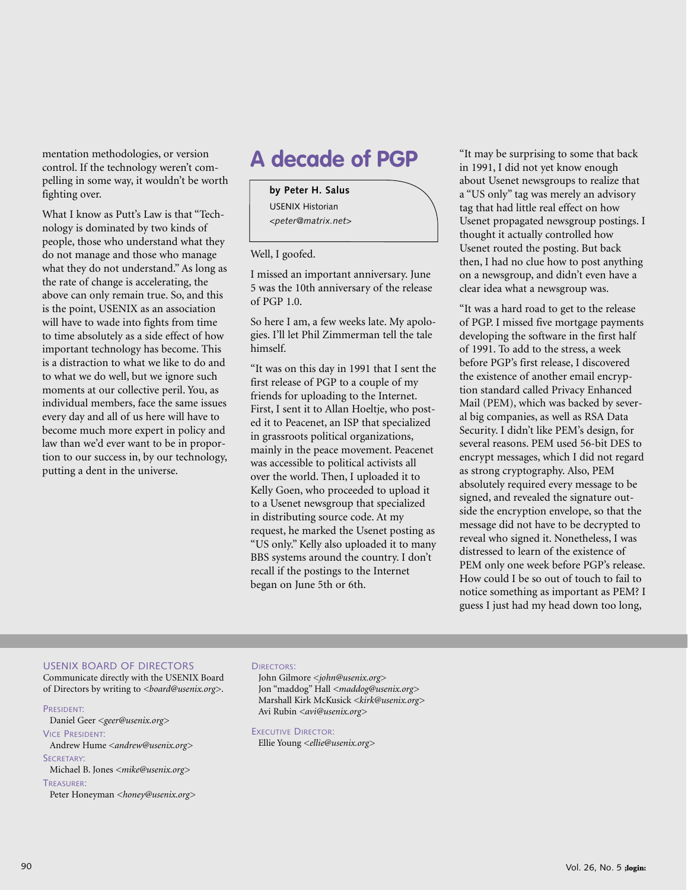mentation methodologies, or version control. If the technology weren't compelling in some way, it wouldn't be worth fighting over.

What I know as Putt's Law is that "Technology is dominated by two kinds of people, those who understand what they do not manage and those who manage what they do not understand." As long as the rate of change is accelerating, the above can only remain true. So, and this is the point, USENIX as an association will have to wade into fights from time to time absolutely as a side effect of how important technology has become. This is a distraction to what we like to do and to what we do well, but we ignore such moments at our collective peril. You, as individual members, face the same issues every day and all of us here will have to become much more expert in policy and law than we'd ever want to be in proportion to our success in, by our technology, putting a dent in the universe.

# A decade of PGP

**by Peter H. Salus**
USENIX Historian
<*peter@matrix.net*>

Well, I goofed.

I missed an important anniversary. June 5 was the 10th anniversary of the release of PGP 1.0.

So here I am, a few weeks late. My apologies. I'll let Phil Zimmerman tell the tale himself.

"It was on this day in 1991 that I sent the first release of PGP to a couple of my friends for uploading to the Internet. First, I sent it to Allan Hoeltje, who posted it to Peacenet, an ISP that specialized in grassroots political organizations, mainly in the peace movement. Peacenet was accessible to political activists all over the world. Then, I uploaded it to Kelly Goen, who proceeded to upload it to a Usenet newsgroup that specialized in distributing source code. At my request, he marked the Usenet posting as "US only." Kelly also uploaded it to many BBS systems around the country. I don't recall if the postings to the Internet began on June 5th or 6th.

"It may be surprising to some that back in 1991, I did not yet know enough about Usenet newsgroups to realize that a "US only" tag was merely an advisory tag that had little real effect on how Usenet propagated newsgroup postings. I thought it actually controlled how Usenet routed the posting. But back then, I had no clue how to post anything on a newsgroup, and didn't even have a clear idea what a newsgroup was.

"It was a hard road to get to the release of PGP. I missed five mortgage payments developing the software in the first half of 1991. To add to the stress, a week before PGP's first release, I discovered the existence of another email encryption standard called Privacy Enhanced Mail (PEM), which was backed by several big companies, as well as RSA Data Security. I didn't like PEM's design, for several reasons. PEM used 56-bit DES to encrypt messages, which I did not regard as strong cryptography. Also, PEM absolutely required every message to be signed, and revealed the signature outside the encryption envelope, so that the message did not have to be decrypted to reveal who signed it. Nonetheless, I was distressed to learn of the existence of PEM only one week before PGP's release. How could I be so out of touch to fail to notice something as important as PEM? I guess I just had my head down too long,

USENIX BOARD OF DIRECTORS

Communicate directly with the USENIX Board of Directors by writing to <*board@usenix.org*>.

PRESIDENT:
Daniel Geer <*geer@usenix.org*>

VICE PRESIDENT:
Andrew Hume <*andrew@usenix.org*>

SECRETARY:
Michael B. Jones <*mike@usenix.org*>

TREASURER:
Peter Honeyman <*honey@usenix.org*>

DIRECTORS:
John Gilmore <*john@usenix.org*>
Jon "maddog" Hall <*maddog@usenix.org*>
Marshall Kirk McKusick <*kirk@usenix.org*>
Avi Rubin <*avi@usenix.org*>

EXECUTIVE DIRECTOR:
Ellie Young <*ellie@usenix.org*>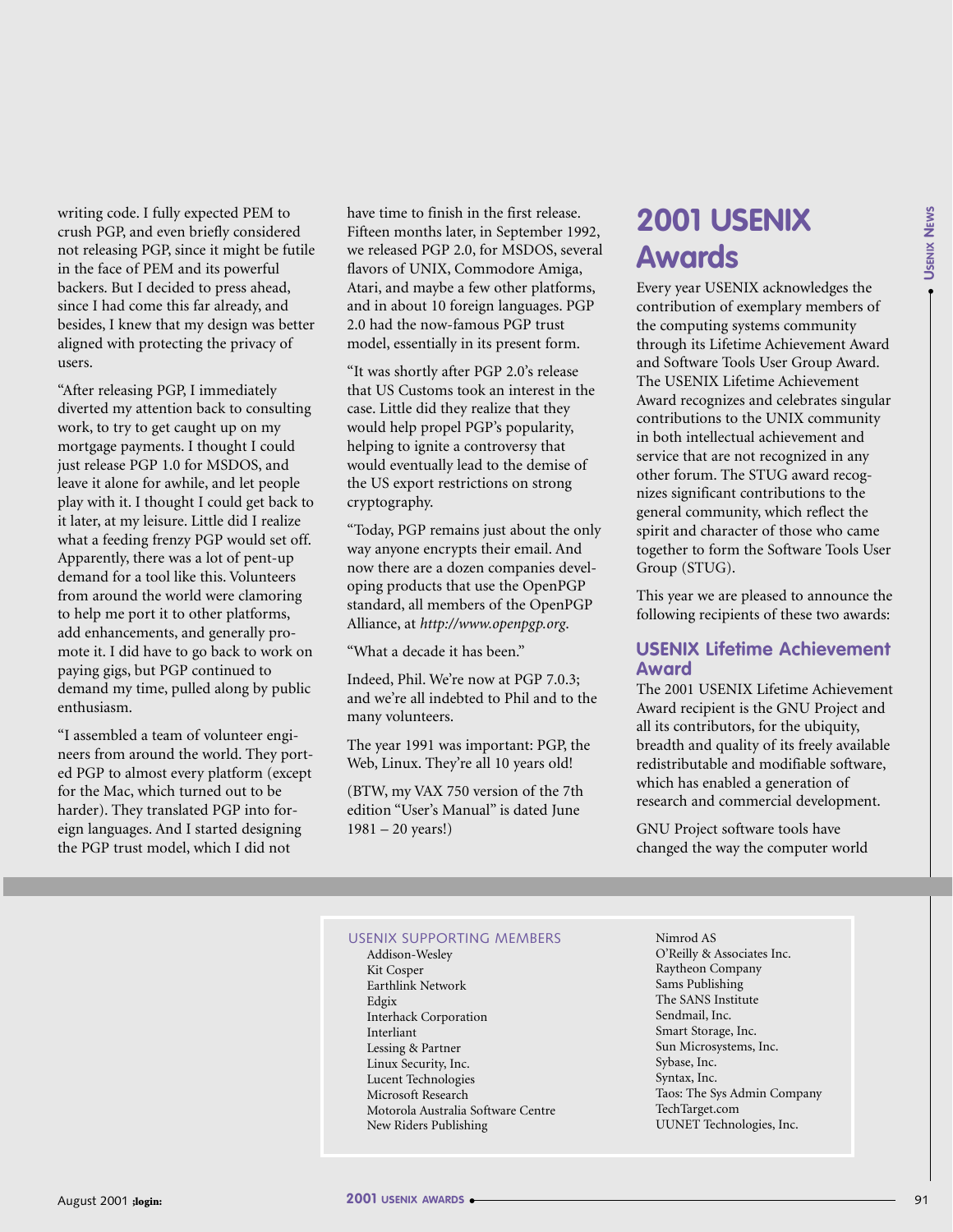writing code. I fully expected PEM to crush PGP, and even briefly considered not releasing PGP, since it might be futile in the face of PEM and its powerful backers. But I decided to press ahead, since I had come this far already, and besides, I knew that my design was better aligned with protecting the privacy of users.

"After releasing PGP, I immediately diverted my attention back to consulting work, to try to get caught up on my mortgage payments. I thought I could just release PGP 1.0 for MSDOS, and leave it alone for awhile, and let people play with it. I thought I could get back to it later, at my leisure. Little did I realize what a feeding frenzy PGP would set off. Apparently, there was a lot of pent-up demand for a tool like this. Volunteers from around the world were clamoring to help me port it to other platforms, add enhancements, and generally promote it. I did have to go back to work on paying gigs, but PGP continued to demand my time, pulled along by public enthusiasm.

"I assembled a team of volunteer engineers from around the world. They ported PGP to almost every platform (except for the Mac, which turned out to be harder). They translated PGP into foreign languages. And I started designing the PGP trust model, which I did not have time to finish in the first release. Fifteen months later, in September 1992, we released PGP 2.0, for MSDOS, several flavors of UNIX, Commodore Amiga, Atari, and maybe a few other platforms, and in about 10 foreign languages. PGP 2.0 had the now-famous PGP trust model, essentially in its present form.

"It was shortly after PGP 2.0's release that US Customs took an interest in the case. Little did they realize that they would help propel PGP's popularity, helping to ignite a controversy that would eventually lead to the demise of the US export restrictions on strong cryptography.

"Today, PGP remains just about the only way anyone encrypts their email. And now there are a dozen companies developing products that use the OpenPGP standard, all members of the OpenPGP Alliance, at *http://www.openpgp.org*.

"What a decade it has been."

Indeed, Phil. We're now at PGP 7.0.3; and we're all indebted to Phil and to the many volunteers.

The year 1991 was important: PGP, the Web, Linux. They're all 10 years old!

(BTW, my VAX 750 version of the 7th edition "User's Manual" is dated June 1981 – 20 years!)

# 2001 USENIX Awards

Every year USENIX acknowledges the contribution of exemplary members of the computing systems community through its Lifetime Achievement Award and Software Tools User Group Award. The USENIX Lifetime Achievement Award recognizes and celebrates singular contributions to the UNIX community in both intellectual achievement and service that are not recognized in any other forum. The STUG award recognizes significant contributions to the general community, which reflect the spirit and character of those who came together to form the Software Tools User Group (STUG).

This year we are pleased to announce the following recipients of these two awards:

## USENIX Lifetime Achievement Award

The 2001 USENIX Lifetime Achievement Award recipient is the GNU Project and all its contributors, for the ubiquity, breadth and quality of its freely available redistributable and modifiable software, which has enabled a generation of research and commercial development.

GNU Project software tools have changed the way the computer world

USENIX SUPPORTING MEMBERS

- Addison-Wesley
- Kit Cosper
- Earthlink Network
- Edgix
- Interhack Corporation
- Interliant
- Lessing & Partner
- Linux Security, Inc.
- Lucent Technologies
- Microsoft Research
- Motorola Australia Software Centre
- New Riders Publishing
- Nimrod AS
- O'Reilly & Associates Inc.
- Raytheon Company
- Sams Publishing
- The SANS Institute
- Sendmail, Inc.
- Smart Storage, Inc.
- Sun Microsystems, Inc.
- Sybase, Inc.
- Syntax, Inc.
- Taos: The Sys Admin Company
- TechTarget.com
- UUNET Technologies, Inc.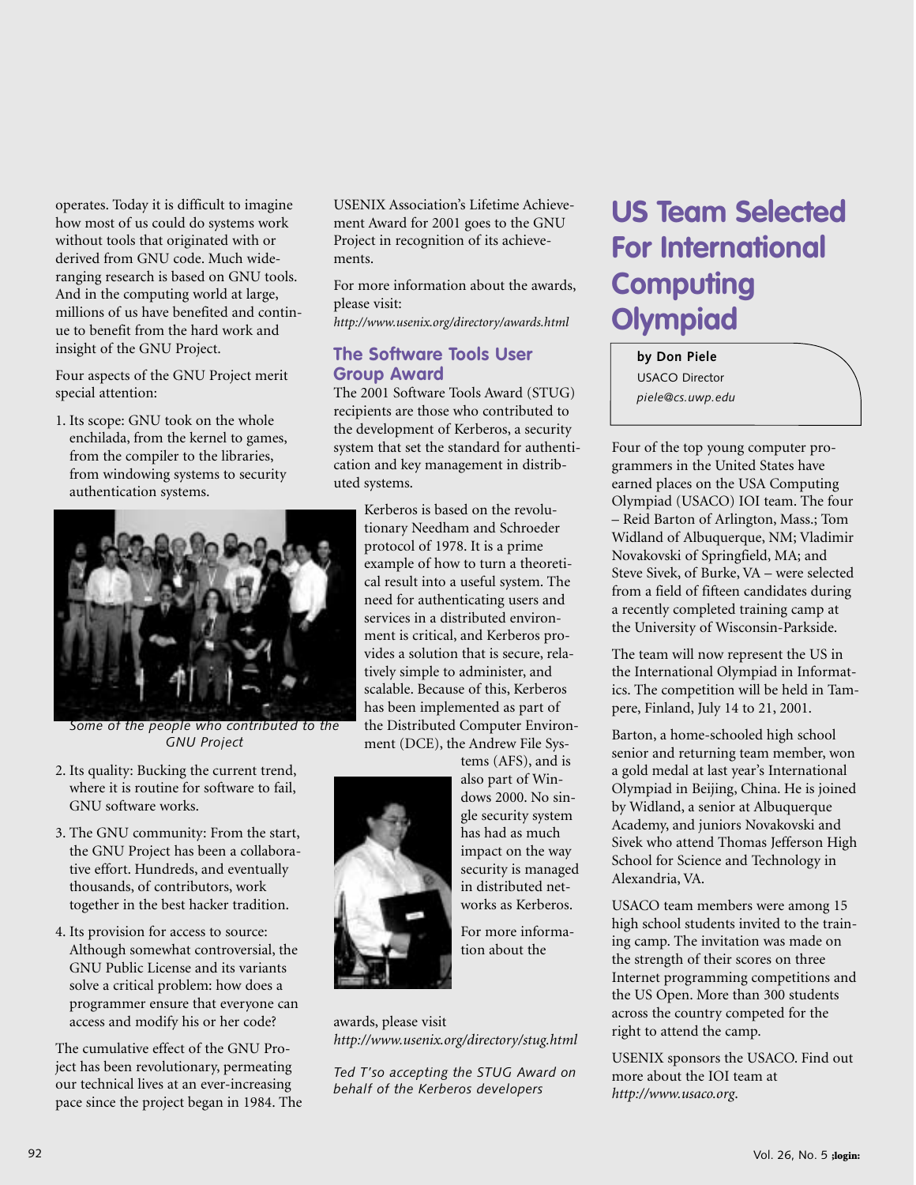operates. Today it is difficult to imagine how most of us could do systems work without tools that originated with or derived from GNU code. Much wide-ranging research is based on GNU tools. And in the computing world at large, millions of us have benefited and continue to benefit from the hard work and insight of the GNU Project.

Four aspects of the GNU Project merit special attention:

1. Its scope: GNU took on the whole enchilada, from the kernel to games, from the compiler to the libraries, from windowing systems to security authentication systems.

*Some of the people who contributed to the GNU Project*

2. Its quality: Bucking the current trend, where it is routine for software to fail, GNU software works.
3. The GNU community: From the start, the GNU Project has been a collaborative effort. Hundreds, and eventually thousands, of contributors, work together in the best hacker tradition.
4. Its provision for access to source: Although somewhat controversial, the GNU Public License and its variants solve a critical problem: how does a programmer ensure that everyone can access and modify his or her code?

The cumulative effect of the GNU Project has been revolutionary, permeating our technical lives at an ever-increasing pace since the project began in 1984. The USENIX Association's Lifetime Achievement Award for 2001 goes to the GNU Project in recognition of its achievements.

For more information about the awards, please visit:
*http://www.usenix.org/directory/awards.html*

## The Software Tools User Group Award

The 2001 Software Tools Award (STUG) recipients are those who contributed to the development of Kerberos, a security system that set the standard for authentication and key management in distributed systems.

Kerberos is based on the revolutionary Needham and Schroeder protocol of 1978. It is a prime example of how to turn a theoretical result into a useful system. The need for authenticating users and services in a distributed environment is critical, and Kerberos provides a solution that is secure, relatively simple to administer, and scalable. Because of this, Kerberos has been implemented as part of the Distributed Computer Environment (DCE), the Andrew File Systems (AFS), and is also part of Windows 2000. No single security system has had as much impact on the way security is managed in distributed networks as Kerberos.

For more information about the awards, please visit
*http://www.usenix.org/directory/stug.html*

*Ted T'so accepting the STUG Award on behalf of the Kerberos developers*

# US Team Selected For International Computing Olympiad

**by Don Piele**
USACO Director
*piele@cs.uwp.edu*

Four of the top young computer programmers in the United States have earned places on the USA Computing Olympiad (USACO) IOI team. The four – Reid Barton of Arlington, Mass.; Tom Widland of Albuquerque, NM; Vladimir Novakovski of Springfield, MA; and Steve Sivek, of Burke, VA – were selected from a field of fifteen candidates during a recently completed training camp at the University of Wisconsin-Parkside.

The team will now represent the US in the International Olympiad in Informatics. The competition will be held in Tampere, Finland, July 14 to 21, 2001.

Barton, a home-schooled high school senior and returning team member, won a gold medal at last year's International Olympiad in Beijing, China. He is joined by Widland, a senior at Albuquerque Academy, and juniors Novakovski and Sivek who attend Thomas Jefferson High School for Science and Technology in Alexandria, VA.

USACO team members were among 15 high school students invited to the training camp. The invitation was made on the strength of their scores on three Internet programming competitions and the US Open. More than 300 students across the country competed for the right to attend the camp.

USENIX sponsors the USACO. Find out more about the IOI team at *http://www.usaco.org*.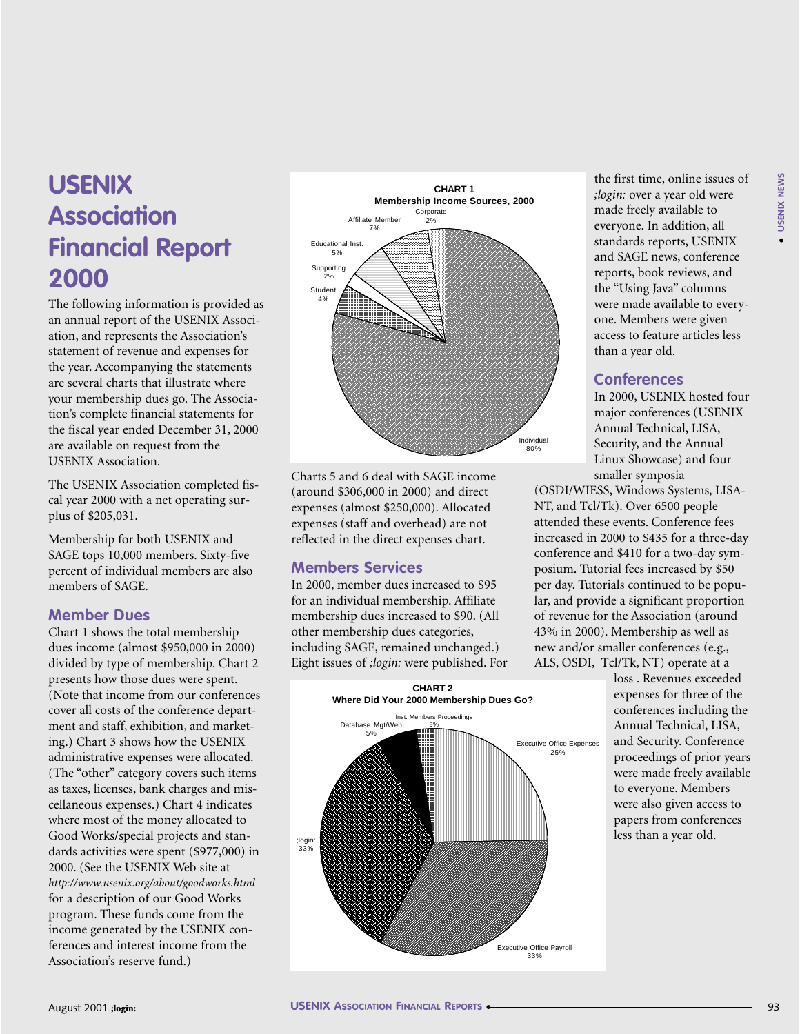# USENIX Association Financial Report 2000

The following information is provided as an annual report of the USENIX Association, and represents the Association's statement of revenue and expenses for the year. Accompanying the statements are several charts that illustrate where your membership dues go. The Association's complete financial statements for the fiscal year ended December 31, 2000 are available on request from the USENIX Association.

The USENIX Association completed fiscal year 2000 with a net operating surplus of $205,031.

Membership for both USENIX and SAGE tops 10,000 members. Sixty-five percent of individual members are also members of SAGE.

## Member Dues

Chart 1 shows the total membership dues income (almost $950,000 in 2000) divided by type of membership. Chart 2 presents how those dues were spent. (Note that income from our conferences cover all costs of the conference department and staff, exhibition, and marketing.) Chart 3 shows how the USENIX administrative expenses were allocated. (The "other" category covers such items as taxes, licenses, bank charges and miscellaneous expenses.) Chart 4 indicates where most of the money allocated to Good Works/special projects and standards activities were spent ($977,000) in 2000. (See the USENIX Web site at *http://www.usenix.org/about/goodworks.html* for a description of our Good Works program. These funds come from the income generated by the USENIX conferences and interest income from the Association's reserve fund.)

**CHART 1**
**Membership Income Sources, 2000**

| Category | Percent |
|---|---|
| Individual | 80% |
| Affiliate Member | 7% |
| Educational Inst. | 5% |
| Student | 4% |
| Supporting | 2% |
| Corporate | 2% |

Charts 5 and 6 deal with SAGE income (around $306,000 in 2000) and direct expenses (almost $250,000). Allocated expenses (staff and overhead) are not reflected in the direct expenses chart.

## Members Services

In 2000, member dues increased to $95 for an individual membership. Affiliate membership dues increased to $90. (All other membership dues categories, including SAGE, remained unchanged.) Eight issues of *;login:* were published. For the first time, online issues of *;login:* over a year old were made freely available to everyone. In addition, all standards reports, USENIX and SAGE news, conference reports, book reviews, and the "Using Java" columns were made available to everyone. Members were given access to feature articles less than a year old.

**CHART 2**
**Where Did Your 2000 Membership Dues Go?**

| Category | Percent |
|---|---|
| Executive Office Expenses | 25% |
| Executive Office Payroll | 33% |
| ;login: | 33% |
| Database Mgt/Web | 5% |
| Inst. Members Proceedings | 3% |

## Conferences

In 2000, USENIX hosted four major conferences (USENIX Annual Technical, LISA, Security, and the Annual Linux Showcase) and four smaller symposia (OSDI/WIESS, Windows Systems, LISA-NT, and Tcl/Tk). Over 6500 people attended these events. Conference fees increased in 2000 to $435 for a three-day conference and $410 for a two-day symposium. Tutorial fees increased by $50 per day. Tutorials continued to be popular, and provide a significant proportion of revenue for the Association (around 43% in 2000). Membership as well as new and/or smaller conferences (e.g., ALS, OSDI, Tcl/Tk, NT) operate at a loss . Revenues exceeded expenses for three of the conferences including the Annual Technical, LISA, and Security. Conference proceedings of prior years were made freely available to everyone. Members were also given access to papers from conferences less than a year old.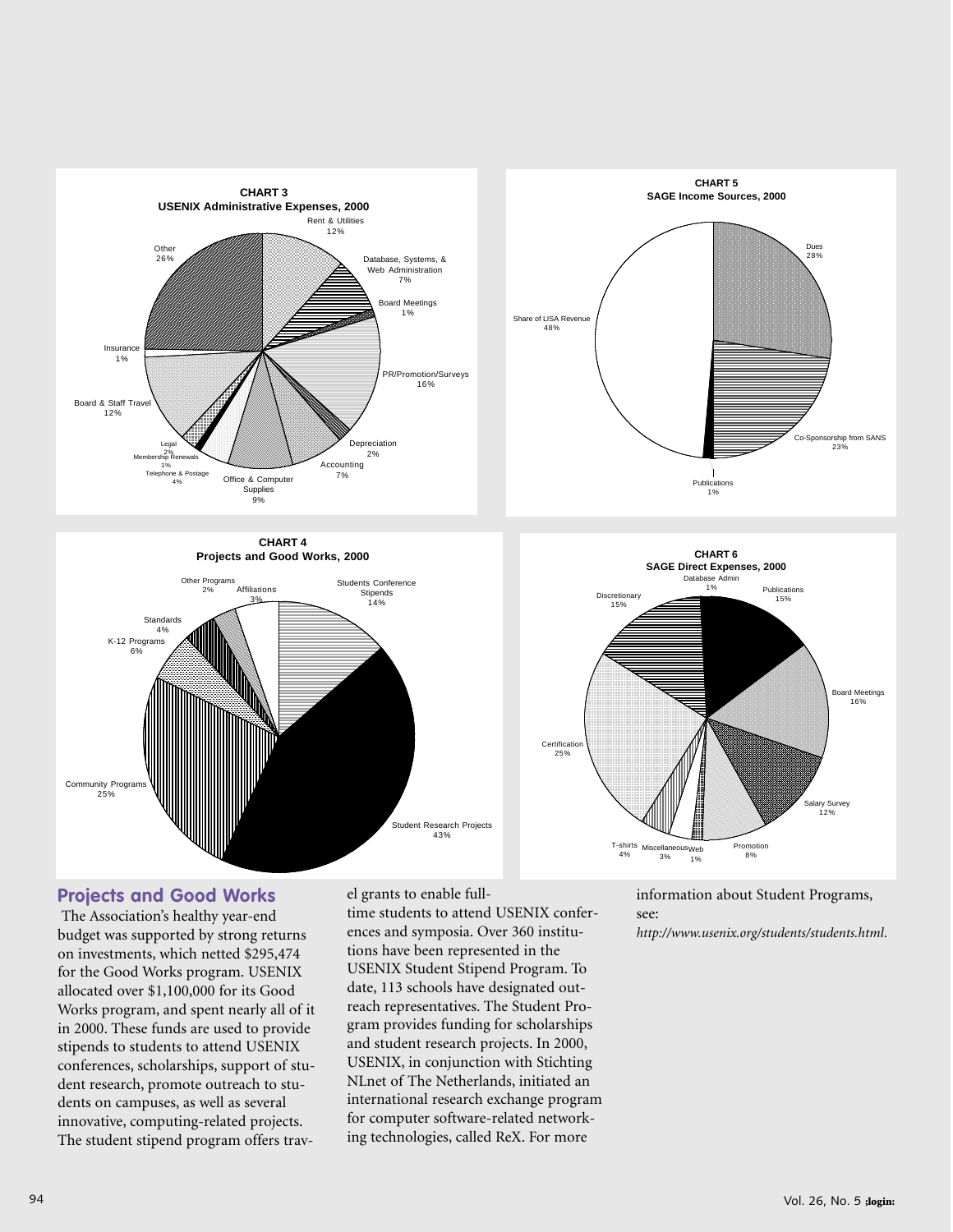**CHART 3**
**USENIX Administrative Expenses, 2000**

- Rent & Utilities 12%
- Database, Systems, & Web Administration 7%
- Board Meetings 1%
- PR/Promotion/Surveys 16%
- Depreciation 2%
- Accounting 7%
- Office & Computer Supplies 9%
- Telephone & Postage 4%
- Membership Renewals 1%
- Legal 2%
- Board & Staff Travel 12%
- Insurance 1%
- Other 26%

**CHART 5**
**SAGE Income Sources, 2000**

- Dues 28%
- Co-Sponsorship from SANS 23%
- Publications 1%
- Share of LISA Revenue 48%

**CHART 4**
**Projects and Good Works, 2000**

- Students Conference Stipends 14%
- Student Research Projects 43%
- Community Programs 25%
- K-12 Programs 6%
- Standards 4%
- Other Programs 2%
- Affiliations 3%

**CHART 6**
**SAGE Direct Expenses, 2000**

- Database Admin 1%
- Publications 15%
- Board Meetings 16%
- Salary Survey 12%
- Promotion 8%
- Web 1%
- Miscellaneous 3%
- T-shirts 4%
- Certification 25%
- Discretionary 15%

## Projects and Good Works

The Association's healthy year-end budget was supported by strong returns on investments, which netted $295,474 for the Good Works program. USENIX allocated over $1,100,000 for its Good Works program, and spent nearly all of it in 2000. These funds are used to provide stipends to students to attend USENIX conferences, scholarships, support of student research, promote outreach to students on campuses, as well as several innovative, computing-related projects. The student stipend program offers travel grants to enable full-time students to attend USENIX conferences and symposia. Over 360 institutions have been represented in the USENIX Student Stipend Program. To date, 113 schools have designated outreach representatives. The Student Program provides funding for scholarships and student research projects. In 2000, USENIX, in conjunction with Stichting NLnet of The Netherlands, initiated an international research exchange program for computer software-related networking technologies, called ReX. For more information about Student Programs, see:

*http://www.usenix.org/students/students.html.*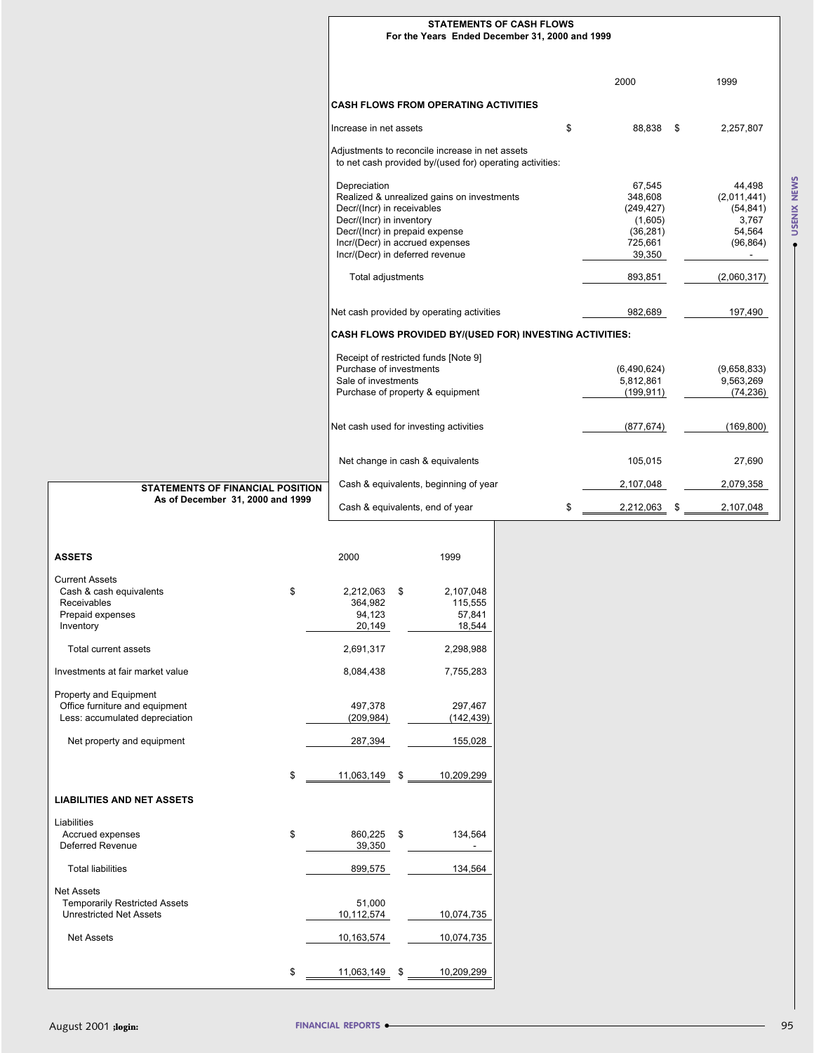**STATEMENTS OF CASH FLOWS**
**For the Years Ended December 31, 2000 and 1999**

| | 2000 | 1999 |
|---|---|---|
| **CASH FLOWS FROM OPERATING ACTIVITIES** | | |
| Increase in net assets | $ 88,838 | $ 2,257,807 |
| Adjustments to reconcile increase in net assets to net cash provided by/(used for) operating activities: | | |
| Depreciation | 67,545 | 44,498 |
| Realized & unrealized gains on investments | 348,608 | (2,011,441) |
| Decr/(Incr) in receivables | (249,427) | (54,841) |
| Decr/(Incr) in inventory | (1,605) | 3,767 |
| Decr/(Incr) in prepaid expense | (36,281) | 54,564 |
| Incr/(Decr) in accrued expenses | 725,661 | (96,864) |
| Incr/(Decr) in deferred revenue | 39,350 | - |
| Total adjustments | 893,851 | (2,060,317) |
| Net cash provided by operating activities | 982,689 | 197,490 |
| **CASH FLOWS PROVIDED BY/(USED FOR) INVESTING ACTIVITIES:** | | |
| Receipt of restricted funds [Note 9] | | |
| Purchase of investments | (6,490,624) | (9,658,833) |
| Sale of investments | 5,812,861 | 9,563,269 |
| Purchase of property & equipment | (199,911) | (74,236) |
| Net cash used for investing activities | (877,674) | (169,800) |
| Net change in cash & equivalents | 105,015 | 27,690 |
| Cash & equivalents, beginning of year | 2,107,048 | 2,079,358 |
| Cash & equivalents, end of year | $ 2,212,063 | $ 2,107,048 |

**STATEMENTS OF FINANCIAL POSITION**
**As of December 31, 2000 and 1999**

| | 2000 | 1999 |
|---|---|---|
| **ASSETS** | | |
| Current Assets | | |
| Cash & cash equivalents | $ 2,212,063 | $ 2,107,048 |
| Receivables | 364,982 | 115,555 |
| Prepaid expenses | 94,123 | 57,841 |
| Inventory | 20,149 | 18,544 |
| Total current assets | 2,691,317 | 2,298,988 |
| Investments at fair market value | 8,084,438 | 7,755,283 |
| Property and Equipment | | |
| Office furniture and equipment | 497,378 | 297,467 |
| Less: accumulated depreciation | (209,984) | (142,439) |
| Net property and equipment | 287,394 | 155,028 |
| | $ 11,063,149 | $ 10,209,299 |
| **LIABILITIES AND NET ASSETS** | | |
| Liabilities | | |
| Accrued expenses | $ 860,225 | $ 134,564 |
| Deferred Revenue | 39,350 | - |
| Total liabilities | 899,575 | 134,564 |
| Net Assets | | |
| Temporarily Restricted Assets | 51,000 | |
| Unrestricted Net Assets | 10,112,574 | 10,074,735 |
| Net Assets | 10,163,574 | 10,074,735 |
| | $ 11,063,149 | $ 10,209,299 |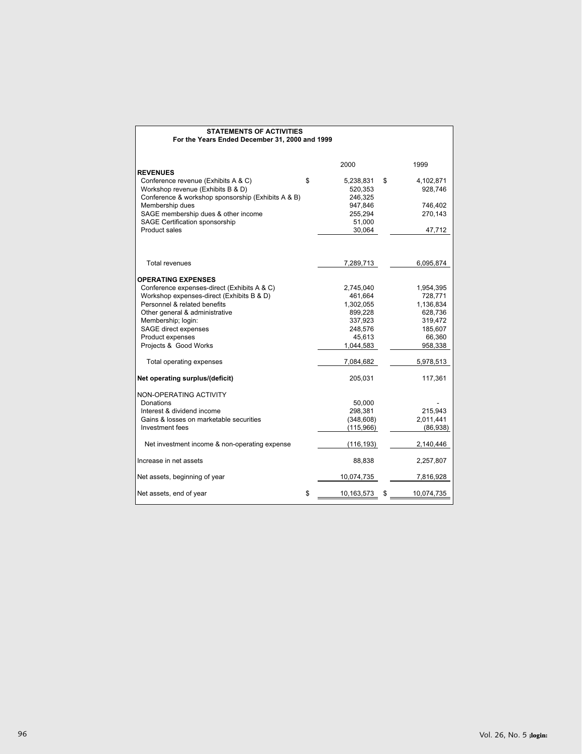**STATEMENTS OF ACTIVITIES**
**For the Years Ended December 31, 2000 and 1999**

| | 2000 | 1999 |
|---|---|---|
| **REVENUES** | | |
| Conference revenue (Exhibits A & C) | $ 5,238,831 | $ 4,102,871 |
| Workshop revenue (Exhibits B & D) | 520,353 | 928,746 |
| Conference & workshop sponsorship (Exhibits A & B) | 246,325 | |
| Membership dues | 947,846 | 746,402 |
| SAGE membership dues & other income | 255,294 | 270,143 |
| SAGE Certification sponsorship | 51,000 | |
| Product sales | 30,064 | 47,712 |
| Total revenues | 7,289,713 | 6,095,874 |
| **OPERATING EXPENSES** | | |
| Conference expenses-direct (Exhibits A & C) | 2,745,040 | 1,954,395 |
| Workshop expenses-direct (Exhibits B & D) | 461,664 | 728,771 |
| Personnel & related benefits | 1,302,055 | 1,136,834 |
| Other general & administrative | 899,228 | 628,736 |
| Membership; login: | 337,923 | 319,472 |
| SAGE direct expenses | 248,576 | 185,607 |
| Product expenses | 45,613 | 66,360 |
| Projects & Good Works | 1,044,583 | 958,338 |
| Total operating expenses | 7,084,682 | 5,978,513 |
| **Net operating surplus/(deficit)** | 205,031 | 117,361 |
| NON-OPERATING ACTIVITY | | |
| Donations | 50,000 | - |
| Interest & dividend income | 298,381 | 215,943 |
| Gains & losses on marketable securities | (348,608) | 2,011,441 |
| Investment fees | (115,966) | (86,938) |
| Net investment income & non-operating expense | (116,193) | 2,140,446 |
| Increase in net assets | 88,838 | 2,257,807 |
| Net assets, beginning of year | 10,074,735 | 7,816,928 |
| Net assets, end of year | $ 10,163,573 | $ 10,074,735 |